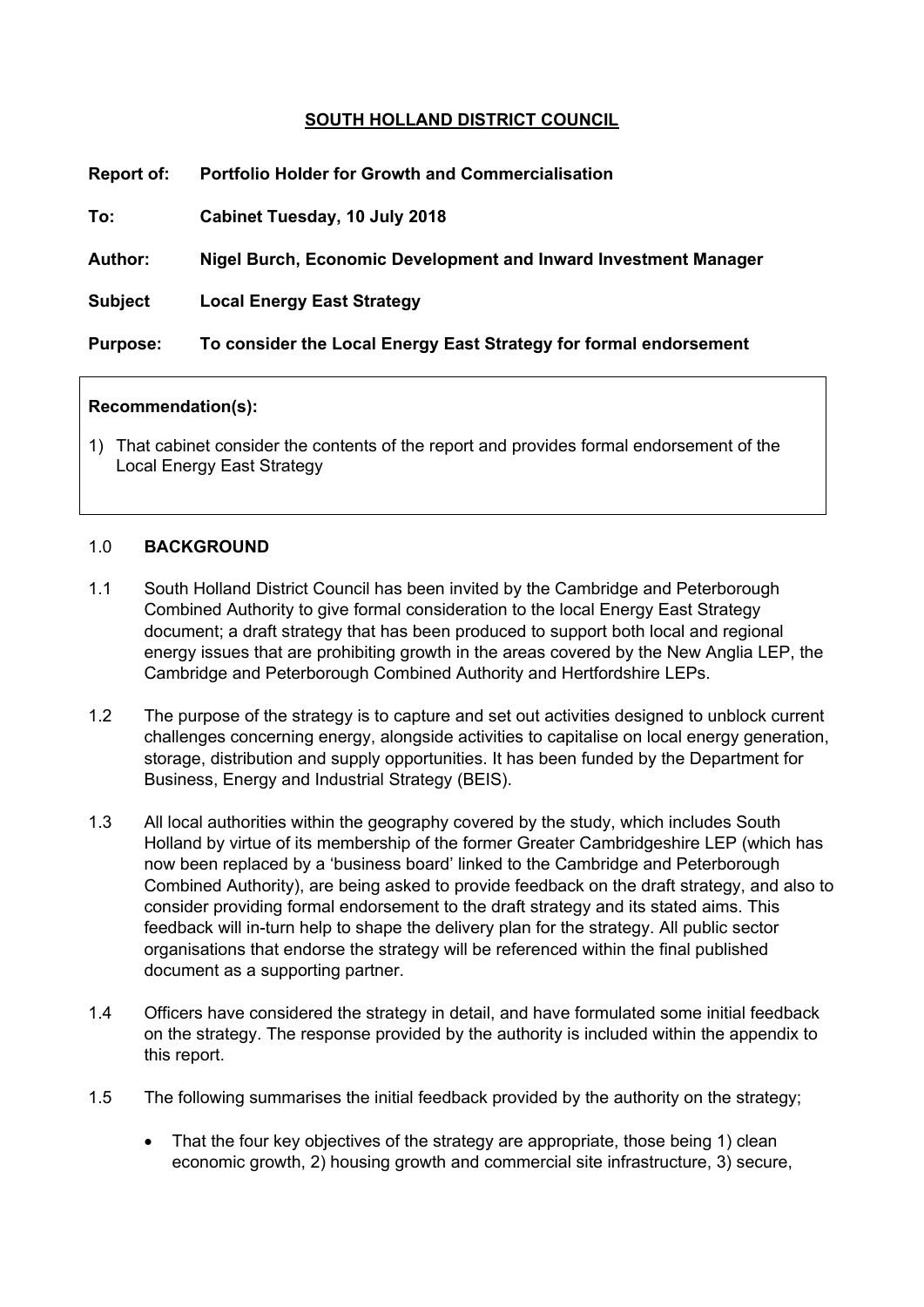**SOUTH HOLLAND DISTRICT COUNCIL**

**Report of:** **Portfolio Holder for Growth and Commercialisation**

**To:** **Cabinet Tuesday, 10 July 2018**

**Author:** **Nigel Burch, Economic Development and Inward Investment Manager**

**Subject** **Local Energy East Strategy**

**Purpose:** **To consider the Local Energy East Strategy for formal endorsement**

**Recommendation(s):**

1) That cabinet consider the contents of the report and provides formal endorsement of the Local Energy East Strategy

## 1.0 BACKGROUND

1.1 South Holland District Council has been invited by the Cambridge and Peterborough Combined Authority to give formal consideration to the local Energy East Strategy document; a draft strategy that has been produced to support both local and regional energy issues that are prohibiting growth in the areas covered by the New Anglia LEP, the Cambridge and Peterborough Combined Authority and Hertfordshire LEPs.

1.2 The purpose of the strategy is to capture and set out activities designed to unblock current challenges concerning energy, alongside activities to capitalise on local energy generation, storage, distribution and supply opportunities. It has been funded by the Department for Business, Energy and Industrial Strategy (BEIS).

1.3 All local authorities within the geography covered by the study, which includes South Holland by virtue of its membership of the former Greater Cambridgeshire LEP (which has now been replaced by a 'business board' linked to the Cambridge and Peterborough Combined Authority), are being asked to provide feedback on the draft strategy, and also to consider providing formal endorsement to the draft strategy and its stated aims. This feedback will in-turn help to shape the delivery plan for the strategy. All public sector organisations that endorse the strategy will be referenced within the final published document as a supporting partner.

1.4 Officers have considered the strategy in detail, and have formulated some initial feedback on the strategy. The response provided by the authority is included within the appendix to this report.

1.5 The following summarises the initial feedback provided by the authority on the strategy;

- That the four key objectives of the strategy are appropriate, those being 1) clean economic growth, 2) housing growth and commercial site infrastructure, 3) secure,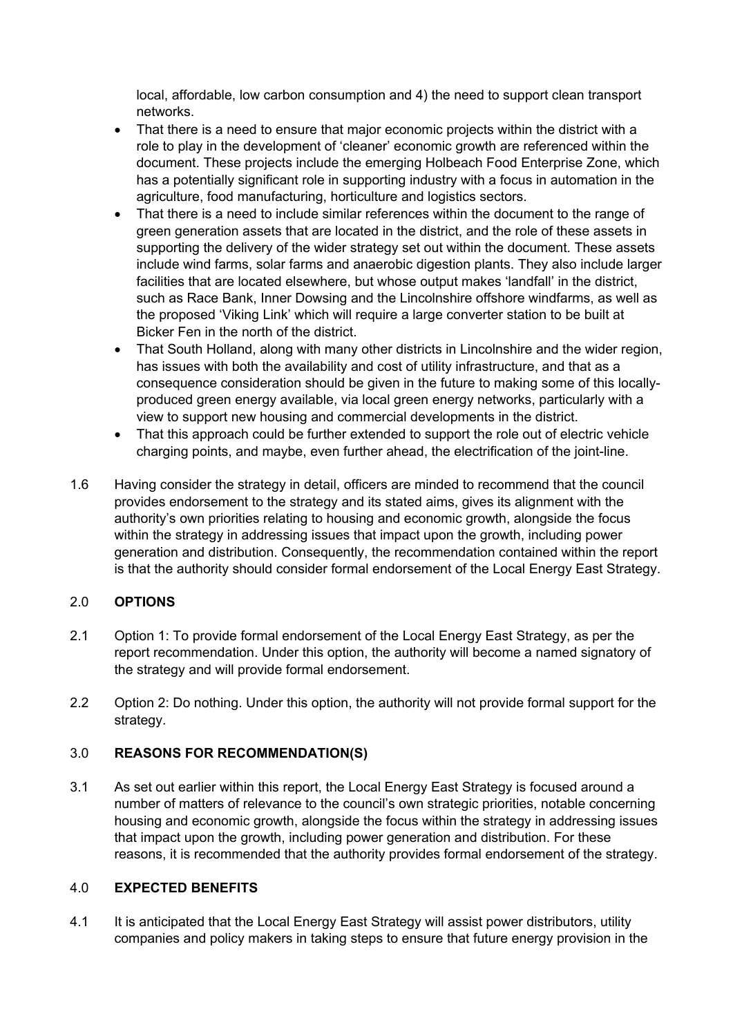local, affordable, low carbon consumption and 4) the need to support clean transport networks.

- That there is a need to ensure that major economic projects within the district with a role to play in the development of 'cleaner' economic growth are referenced within the document. These projects include the emerging Holbeach Food Enterprise Zone, which has a potentially significant role in supporting industry with a focus in automation in the agriculture, food manufacturing, horticulture and logistics sectors.
- That there is a need to include similar references within the document to the range of green generation assets that are located in the district, and the role of these assets in supporting the delivery of the wider strategy set out within the document. These assets include wind farms, solar farms and anaerobic digestion plants. They also include larger facilities that are located elsewhere, but whose output makes 'landfall' in the district, such as Race Bank, Inner Dowsing and the Lincolnshire offshore windfarms, as well as the proposed 'Viking Link' which will require a large converter station to be built at Bicker Fen in the north of the district.
- That South Holland, along with many other districts in Lincolnshire and the wider region, has issues with both the availability and cost of utility infrastructure, and that as a consequence consideration should be given in the future to making some of this locally-produced green energy available, via local green energy networks, particularly with a view to support new housing and commercial developments in the district.
- That this approach could be further extended to support the role out of electric vehicle charging points, and maybe, even further ahead, the electrification of the joint-line.

1.6 Having consider the strategy in detail, officers are minded to recommend that the council provides endorsement to the strategy and its stated aims, gives its alignment with the authority's own priorities relating to housing and economic growth, alongside the focus within the strategy in addressing issues that impact upon the growth, including power generation and distribution. Consequently, the recommendation contained within the report is that the authority should consider formal endorsement of the Local Energy East Strategy.

## 2.0 OPTIONS

2.1 Option 1: To provide formal endorsement of the Local Energy East Strategy, as per the report recommendation. Under this option, the authority will become a named signatory of the strategy and will provide formal endorsement.

2.2 Option 2: Do nothing. Under this option, the authority will not provide formal support for the strategy.

## 3.0 REASONS FOR RECOMMENDATION(S)

3.1 As set out earlier within this report, the Local Energy East Strategy is focused around a number of matters of relevance to the council's own strategic priorities, notable concerning housing and economic growth, alongside the focus within the strategy in addressing issues that impact upon the growth, including power generation and distribution. For these reasons, it is recommended that the authority provides formal endorsement of the strategy.

## 4.0 EXPECTED BENEFITS

4.1 It is anticipated that the Local Energy East Strategy will assist power distributors, utility companies and policy makers in taking steps to ensure that future energy provision in the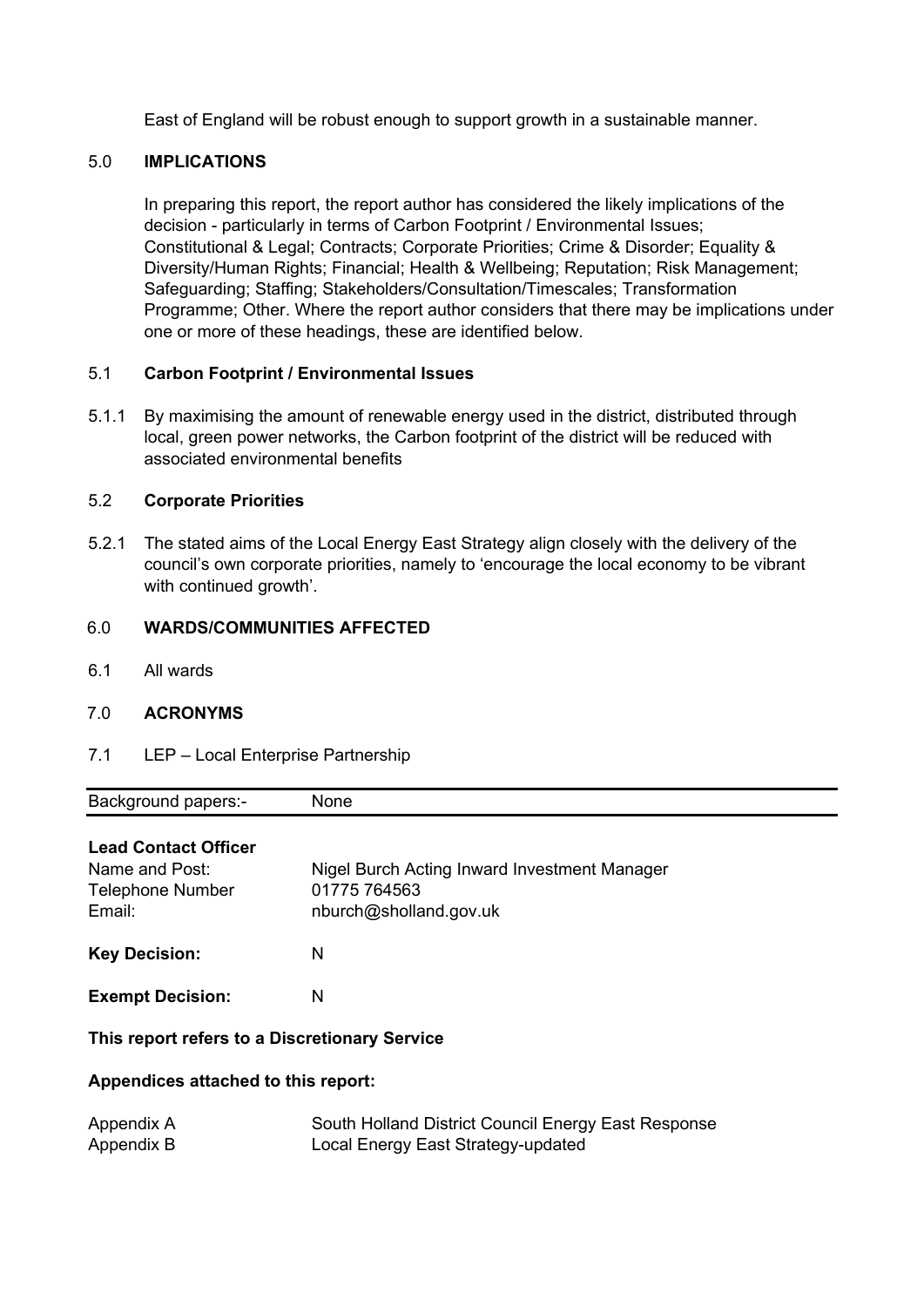East of England will be robust enough to support growth in a sustainable manner.

## 5.0 IMPLICATIONS

In preparing this report, the report author has considered the likely implications of the decision - particularly in terms of Carbon Footprint / Environmental Issues; Constitutional & Legal; Contracts; Corporate Priorities; Crime & Disorder; Equality & Diversity/Human Rights; Financial; Health & Wellbeing; Reputation; Risk Management; Safeguarding; Staffing; Stakeholders/Consultation/Timescales; Transformation Programme; Other. Where the report author considers that there may be implications under one or more of these headings, these are identified below.

### 5.1 Carbon Footprint / Environmental Issues

5.1.1 By maximising the amount of renewable energy used in the district, distributed through local, green power networks, the Carbon footprint of the district will be reduced with associated environmental benefits

### 5.2 Corporate Priorities

5.2.1 The stated aims of the Local Energy East Strategy align closely with the delivery of the council's own corporate priorities, namely to 'encourage the local economy to be vibrant with continued growth'.

## 6.0 WARDS/COMMUNITIES AFFECTED

6.1 All wards

## 7.0 ACRONYMS

7.1 LEP – Local Enterprise Partnership

| | |
|---|---|
| Background papers:- | None |

**Lead Contact Officer**

| | |
|---|---|
| Name and Post: | Nigel Burch Acting Inward Investment Manager |
| Telephone Number | 01775 764563 |
| Email: | nburch@sholland.gov.uk |

**Key Decision:** N

**Exempt Decision:** N

**This report refers to a Discretionary Service**

**Appendices attached to this report:**

| | |
|---|---|
| Appendix A | South Holland District Council Energy East Response |
| Appendix B | Local Energy East Strategy-updated |